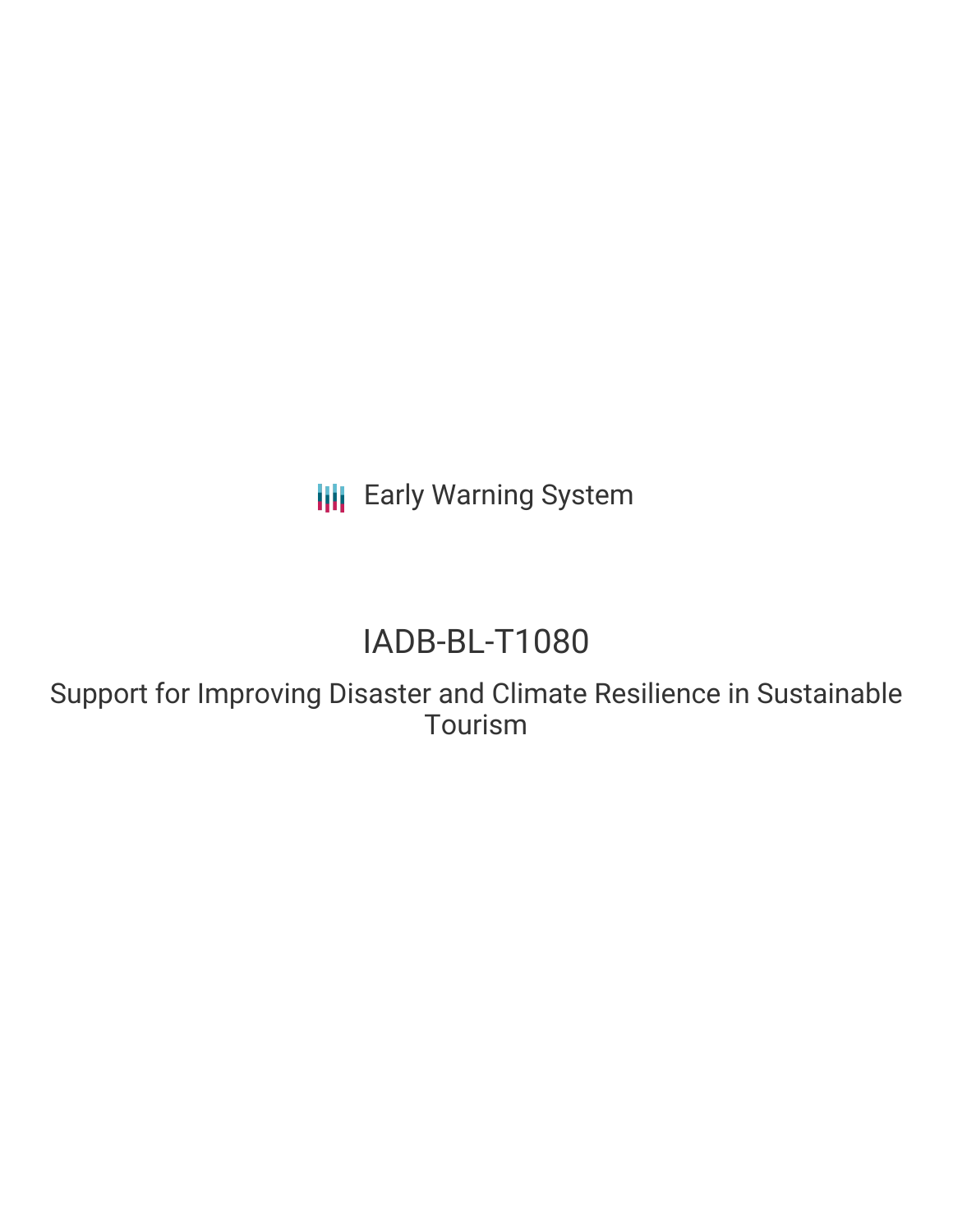Early Warning System

# IADB-BL-T1080

## Support for Improving Disaster and Climate Resilience in Sustainable Tourism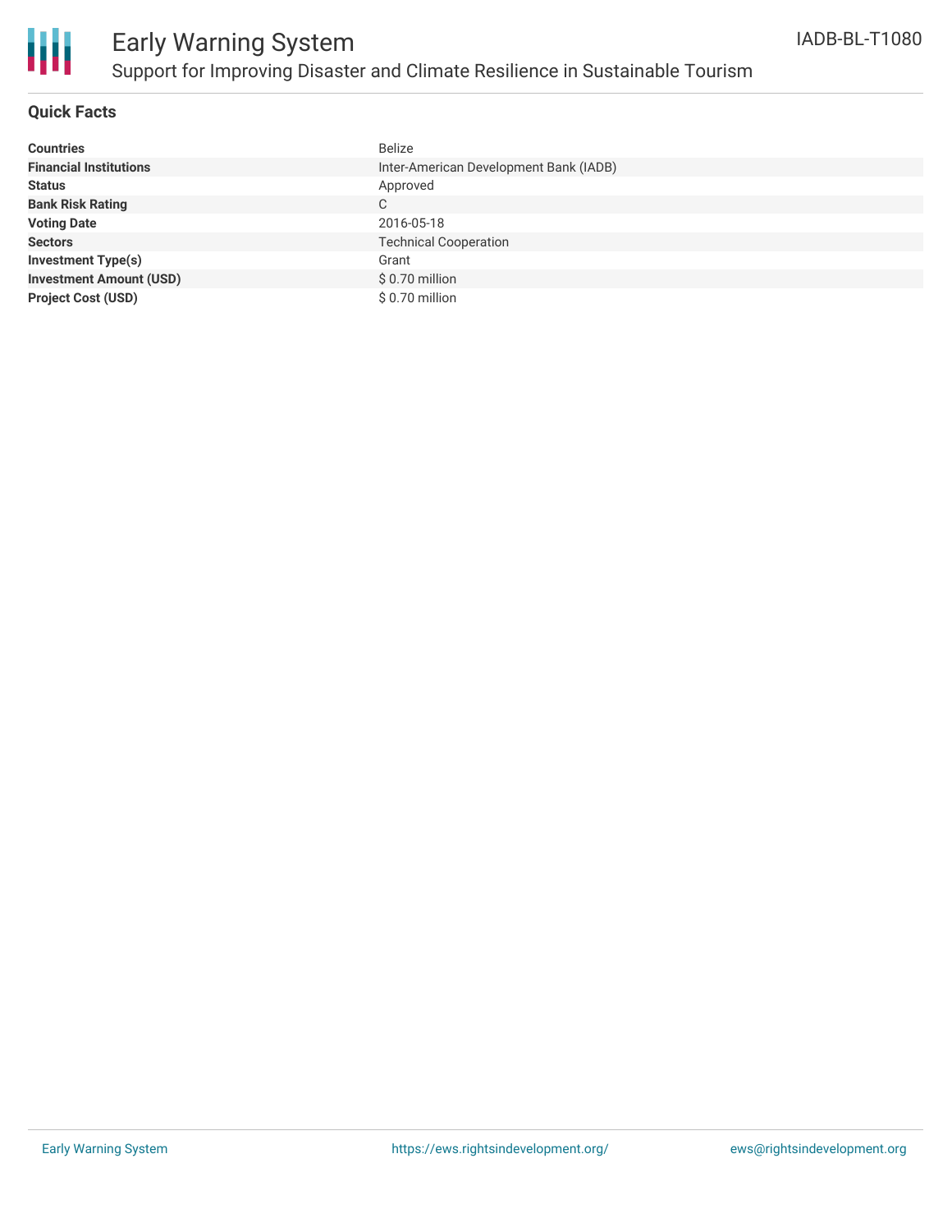# Early Warning System

## Support for Improving Disaster and Climate Resilience in Sustainable Tourism

IADB-BL-T1080

### Quick Facts

| | |
|---|---|
| **Countries** | Belize |
| **Financial Institutions** | Inter-American Development Bank (IADB) |
| **Status** | Approved |
| **Bank Risk Rating** | C |
| **Voting Date** | 2016-05-18 |
| **Sectors** | Technical Cooperation |
| **Investment Type(s)** | Grant |
| **Investment Amount (USD)** | $ 0.70 million |
| **Project Cost (USD)** | $ 0.70 million |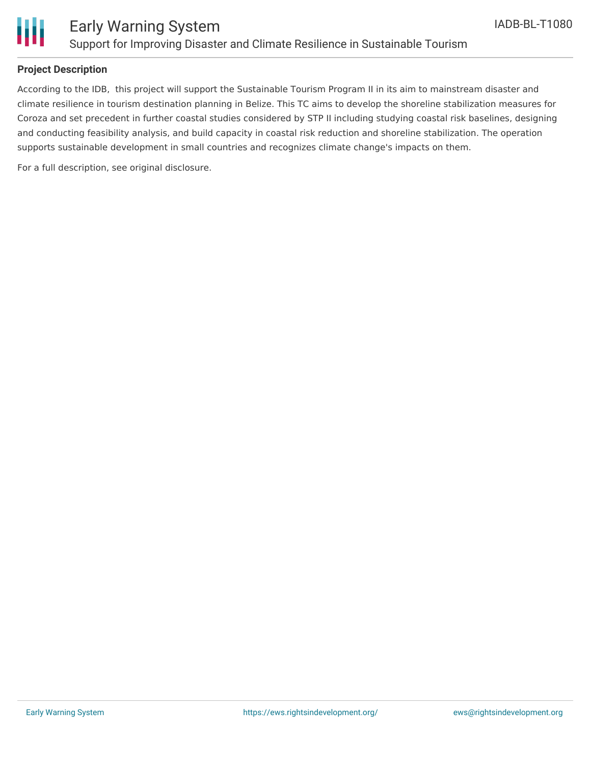# Early Warning System

## Support for Improving Disaster and Climate Resilience in Sustainable Tourism

IADB-BL-T1080

### Project Description

According to the IDB,  this project will support the Sustainable Tourism Program II in its aim to mainstream disaster and climate resilience in tourism destination planning in Belize. This TC aims to develop the shoreline stabilization measures for Coroza and set precedent in further coastal studies considered by STP II including studying coastal risk baselines, designing and conducting feasibility analysis, and build capacity in coastal risk reduction and shoreline stabilization. The operation supports sustainable development in small countries and recognizes climate change's impacts on them.

For a full description, see original disclosure.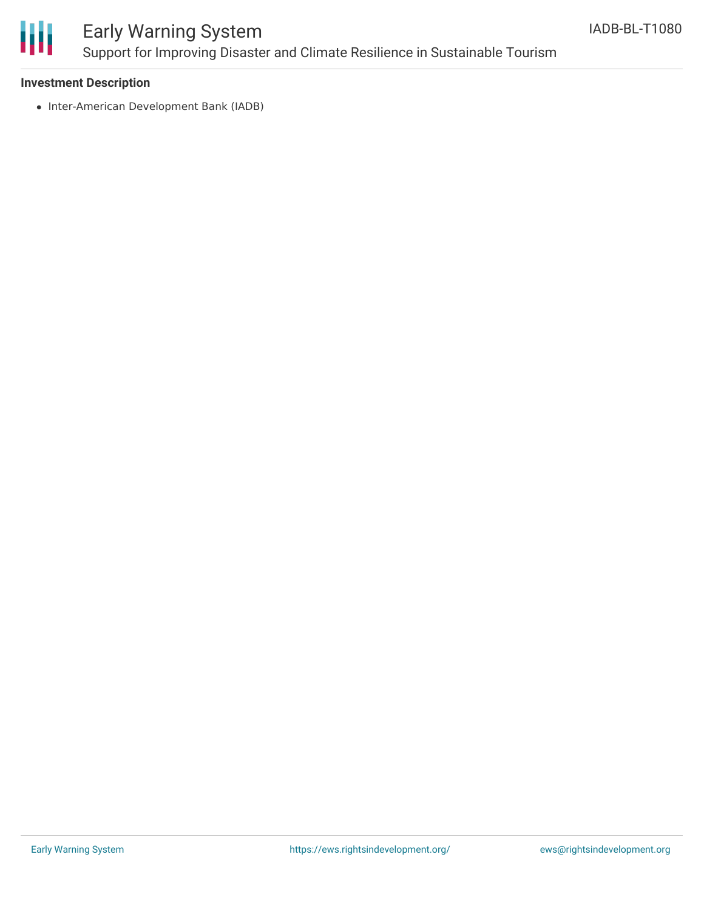**Investment Description**

- Inter-American Development Bank (IADB)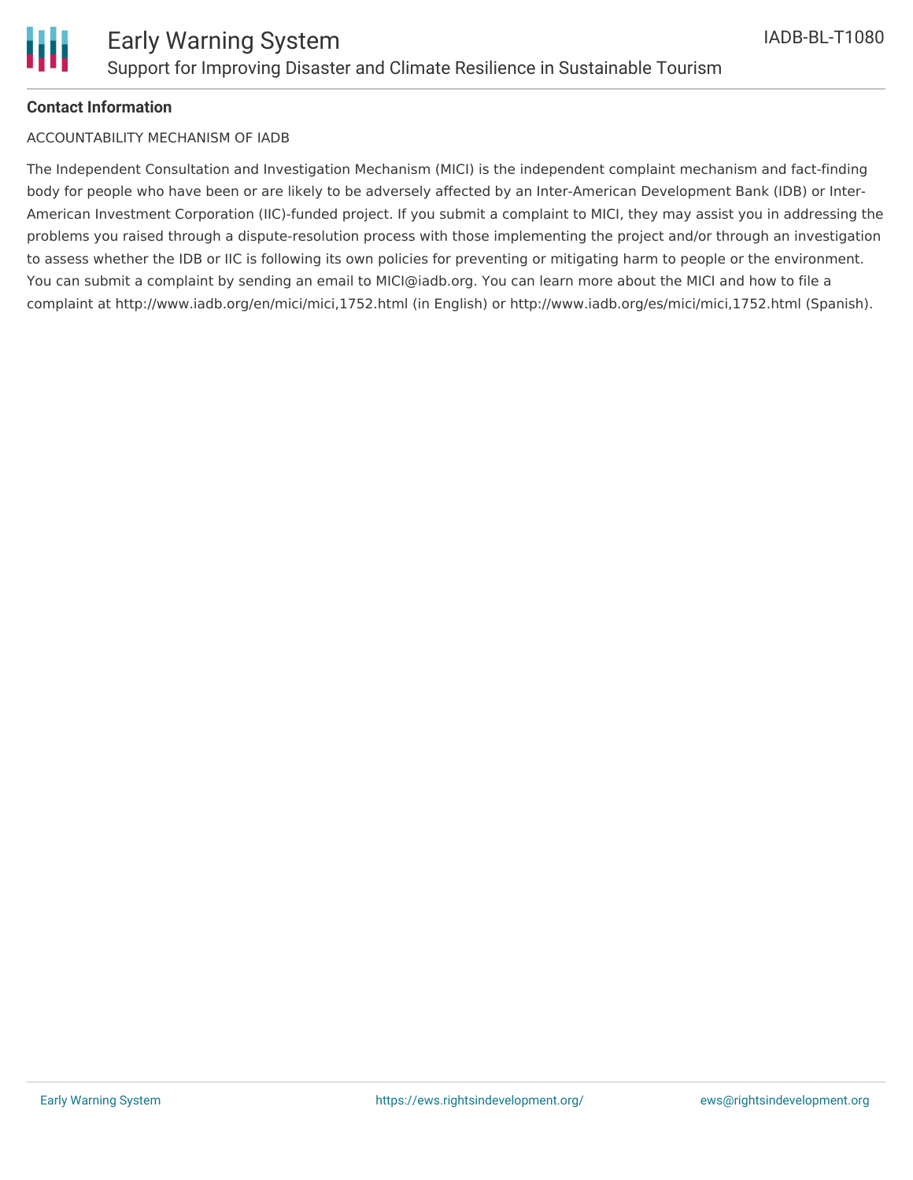### Contact Information

ACCOUNTABILITY MECHANISM OF IADB

The Independent Consultation and Investigation Mechanism (MICI) is the independent complaint mechanism and fact-finding body for people who have been or are likely to be adversely affected by an Inter-American Development Bank (IDB) or Inter-American Investment Corporation (IIC)-funded project. If you submit a complaint to MICI, they may assist you in addressing the problems you raised through a dispute-resolution process with those implementing the project and/or through an investigation to assess whether the IDB or IIC is following its own policies for preventing or mitigating harm to people or the environment. You can submit a complaint by sending an email to MICI@iadb.org. You can learn more about the MICI and how to file a complaint at http://www.iadb.org/en/mici/mici,1752.html (in English) or http://www.iadb.org/es/mici/mici,1752.html (Spanish).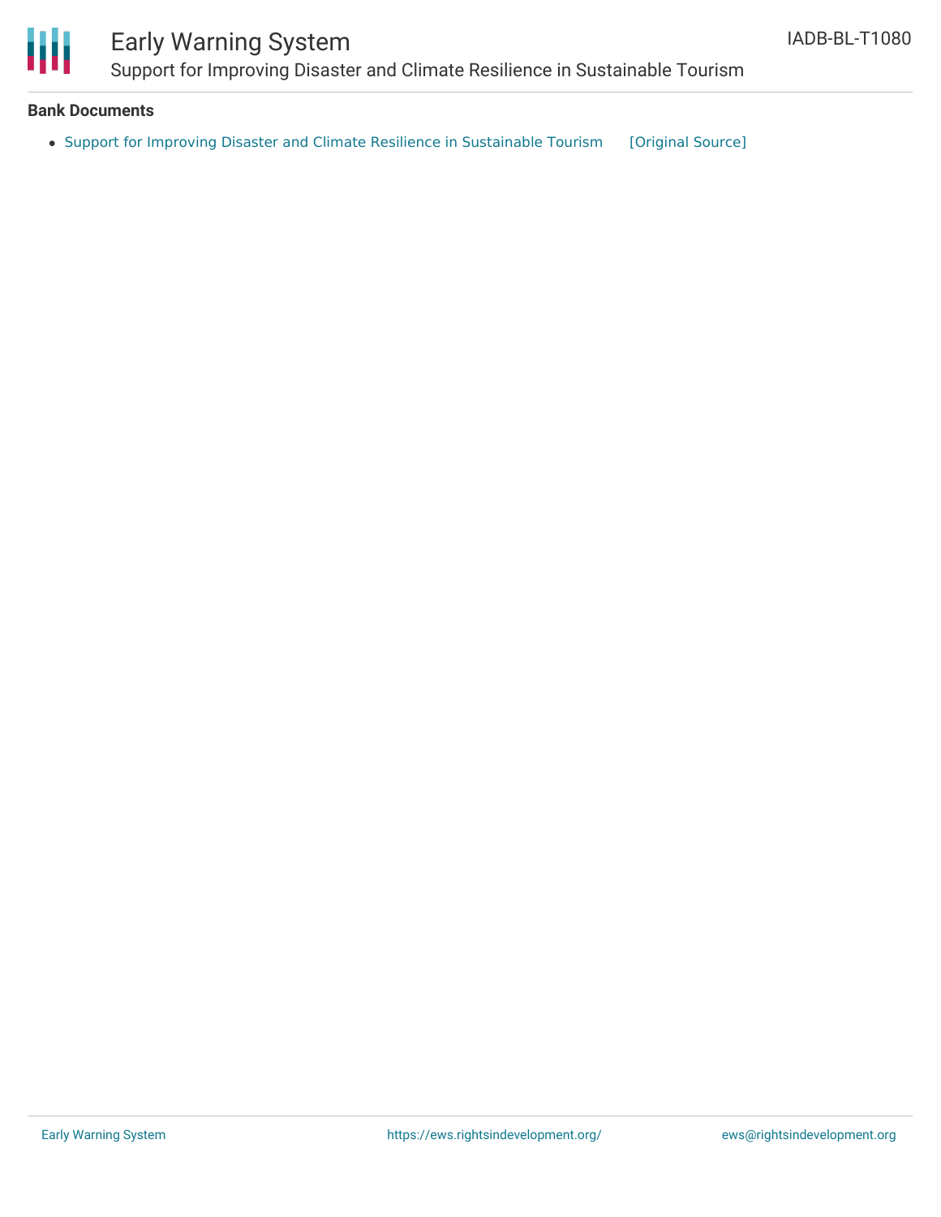**Bank Documents**

- Support for Improving Disaster and Climate Resilience in Sustainable Tourism [Original Source]